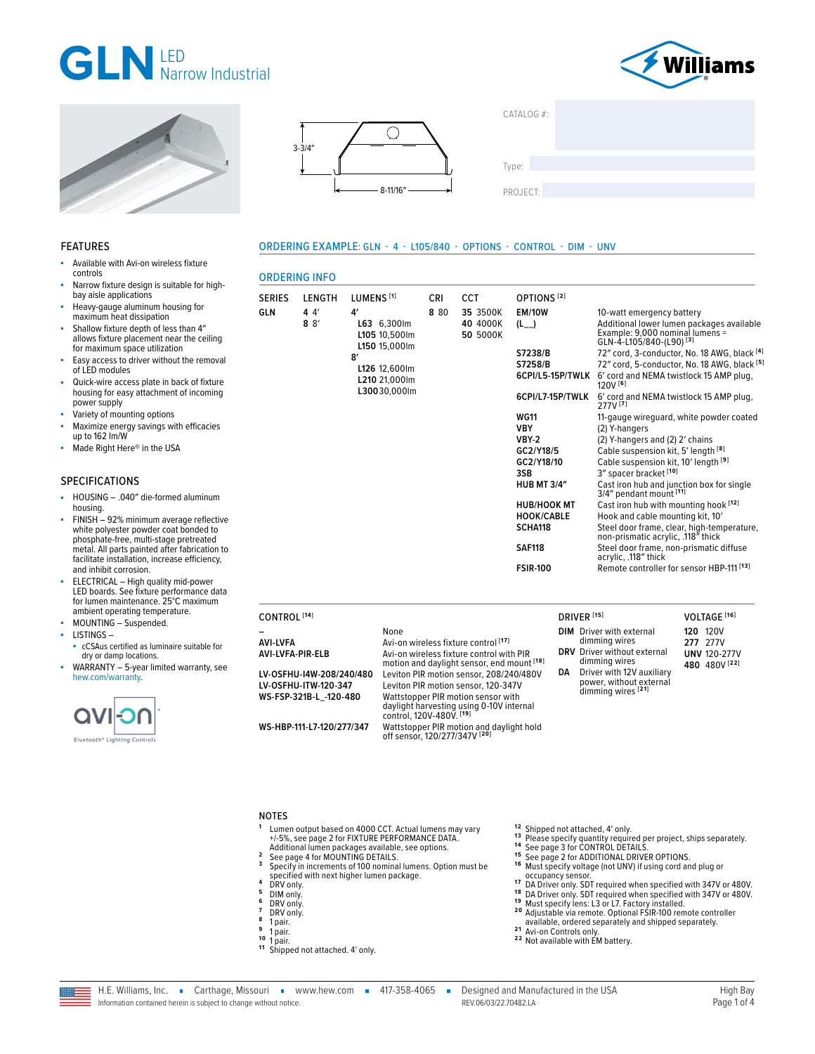# GLN LED Narrow Industrial

Williams

3-3/4″

8-11/16″

CATALOG #:

Type:

PROJECT:

## FEATURES

- Available with Avi-on wireless fixture controls
- Narrow fixture design is suitable for high-bay aisle applications
- Heavy-gauge aluminum housing for maximum heat dissipation
- Shallow fixture depth of less than 4″ allows fixture placement near the ceiling for maximum space utilization
- Easy access to driver without the removal of LED modules
- Quick-wire access plate in back of fixture housing for easy attachment of incoming power supply
- Variety of mounting options
- Maximize energy savings with efficacies up to 162 lm/W
- Made Right Here® in the USA

## SPECIFICATIONS

- HOUSING – .040″ die-formed aluminum housing.
- FINISH – 92% minimum average reflective white polyester powder coat bonded to phosphate-free, multi-stage pretreated metal. All parts painted after fabrication to facilitate installation, increase efficiency, and inhibit corrosion.
- ELECTRICAL – High quality mid-power LED boards. See fixture performance data for lumen maintenance. 25°C maximum ambient operating temperature.
- MOUNTING – Suspended.
- LISTINGS –
  - cCSAus certified as luminaire suitable for dry or damp locations.
- WARRANTY – 5-year limited warranty, see hew.com/warranty.

avi-on Bluetooth® Lighting Controls

## ORDERING EXAMPLE: GLN - 4 - L105/840 - OPTIONS - CONTROL - DIM - UNV

## ORDERING INFO

| SERIES | LENGTH | LUMENS [1] | CRI | CCT | OPTIONS [2] | |
|---|---|---|---|---|---|---|
| **GLN** | **4** 4′ | **4′** | **8** 80 | **35** 3500K | **EM/10W** | 10-watt emergency battery |
| | **8** 8′ | **L63** 6,300lm | | **40** 4000K | **(L__)** | Additional lower lumen packages available Example: 9,000 nominal lumens = GLN-4-L105/840-(L90) [3] |
| | | **L105** 10,500lm | | **50** 5000K | **S7238/B** | 72″ cord, 3-conductor, No. 18 AWG, black [4] |
| | | **L150** 15,000lm | | | **S7258/B** | 72″ cord, 5-conductor, No. 18 AWG, black [5] |
| | | **8′** | | | **6CPI/L5-15P/TWLK** | 6′ cord and NEMA twistlock 15 AMP plug, 120V [6] |
| | | **L126** 12,600lm | | | **6CPI/L7-15P/TWLK** | 6′ cord and NEMA twistlock 15 AMP plug, 277V [7] |
| | | **L210** 21,000lm | | | **WG11** | 11-gauge wireguard, white powder coated |
| | | **L300** 30,000lm | | | **VBY** | (2) Y-hangers |
| | | | | | **VBY-2** | (2) Y-hangers and (2) 2′ chains |
| | | | | | **GC2/Y18/5** | Cable suspension kit, 5′ length [8] |
| | | | | | **GC2/Y18/10** | Cable suspension kit, 10′ length [9] |
| | | | | | **3SB** | 3″ spacer bracket [10] |
| | | | | | **HUB MT 3/4″** | Cast iron hub and junction box for single 3/4″ pendant mount [11] |
| | | | | | **HUB/HOOK MT** | Cast iron hub with mounting hook [12] |
| | | | | | **HOOK/CABLE** | Hook and cable mounting kit, 10′ |
| | | | | | **SCHA118** | Steel door frame, clear, high-temperature, non-prismatic acrylic, .118″ thick |
| | | | | | **SAF118** | Steel door frame, non-prismatic diffuse acrylic, .118″ thick |
| | | | | | **FSIR-100** | Remote controller for sensor HBP-111 [13] |

| CONTROL [14] | |
|---|---|
| **–** | None |
| **AVI-LVFA** | Avi-on wireless fixture control [17] |
| **AVI-LVFA-PIR-ELB** | Avi-on wireless fixture control with PIR motion and daylight sensor, end mount [18] |
| **LV-OSFHU-I4W-208/240/480** | Leviton PIR motion sensor, 208/240/480V |
| **LV-OSFHU-ITW-120-347** | Leviton PIR motion sensor, 120-347V |
| **WS-FSP-321B-L_-120-480** | Wattstopper PIR motion sensor with daylight harvesting using 0-10V internal control, 120V-480V. [19] |
| **WS-HBP-111-L7-120/277/347** | Wattstopper PIR motion and daylight hold off sensor, 120/277/347V [20] |

| DRIVER [15] | |
|---|---|
| **DIM** | Driver with external dimming wires |
| **DRV** | Driver without external dimming wires |
| **DA** | Driver with 12V auxiliary power, without external dimming wires [21] |

| VOLTAGE [16] | |
|---|---|
| **120** | 120V |
| **277** | 277V |
| **UNV** | 120-277V |
| **480** | 480V [22] |

## NOTES

1. Lumen output based on 4000 CCT. Actual lumens may vary +/-5%, see page 2 for FIXTURE PERFORMANCE DATA. Additional lumen packages available, see options.
2. See page 4 for MOUNTING DETAILS.
3. Specify in increments of 100 nominal lumens. Option must be specified with next higher lumen package.
4. DRV only.
5. DIM only.
6. DRV only.
7. DRV only.
8. 1 pair.
9. 1 pair.
10. 1 pair.
11. Shipped not attached. 4′ only.
12. Shipped not attached, 4′ only.
13. Please specify quantity required per project, ships separately.
14. See page 3 for CONTROL DETAILS.
15. See page 2 for ADDITIONAL DRIVER OPTIONS.
16. Must specify voltage (not UNV) if using cord and plug or occupancy sensor.
17. DA Driver only. SDT required when specified with 347V or 480V.
18. DA Driver only. SDT required when specified with 347V or 480V.
19. Must specify lens: L3 or L7. Factory installed.
20. Adjustable via remote. Optional FSIR-100 remote controller available, ordered separately and shipped separately.
21. Avi-on Controls only.
22. Not available with EM battery.

H.E. Williams, Inc. ▪ Carthage, Missouri ▪ www.hew.com ▪ 417-358-4065 ▪ Designed and Manufactured in the USA

Information contained herein is subject to change without notice. REV.06/03/22.70482.LA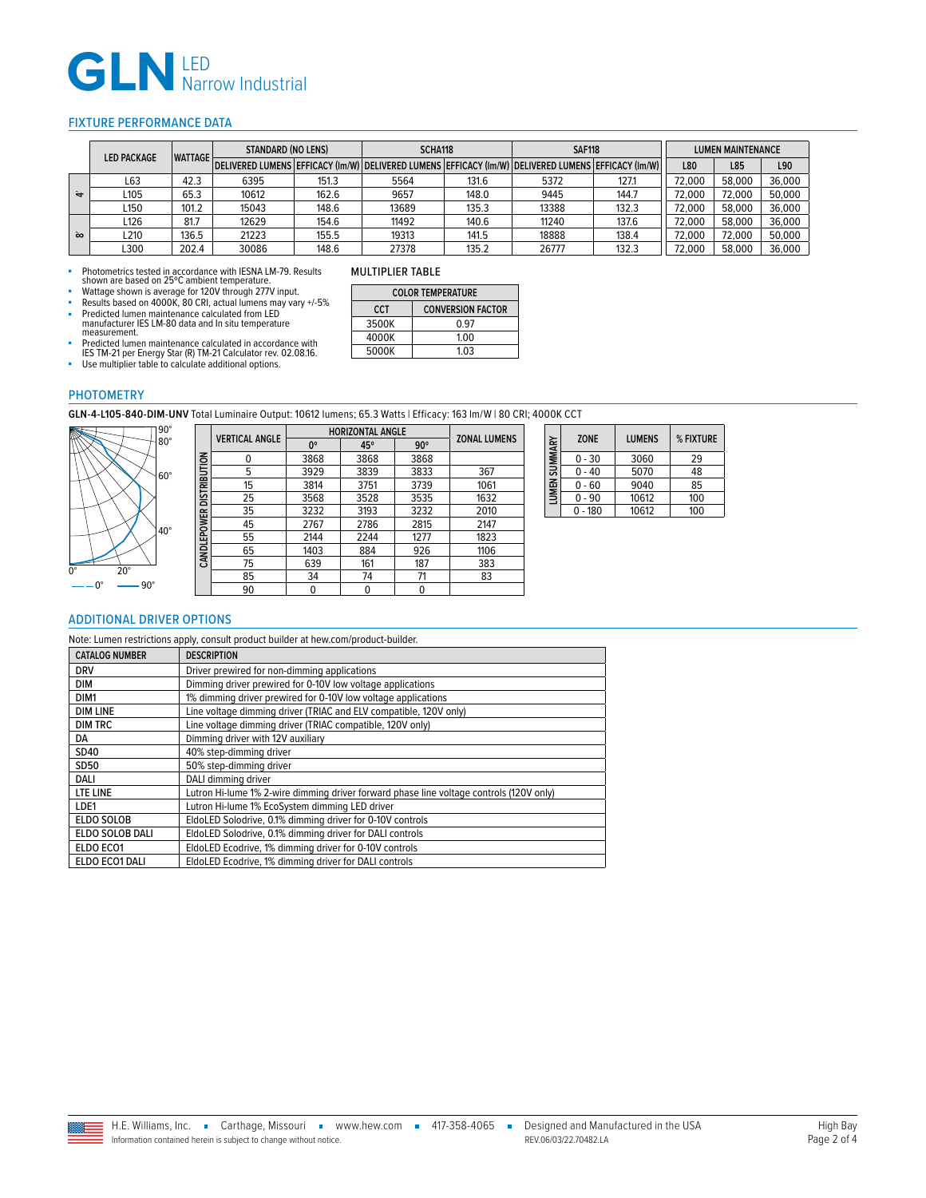# GLN LED Narrow Industrial

## FIXTURE PERFORMANCE DATA

| | LED PACKAGE | WATTAGE | STANDARD (NO LENS) | | SCHA118 | | SAF118 | | LUMEN MAINTENANCE | | |
|---|---|---|---|---|---|---|---|---|---|---|---|
| | | | DELIVERED LUMENS | EFFICACY (lm/W) | DELIVERED LUMENS | EFFICACY (lm/W) | DELIVERED LUMENS | EFFICACY (lm/W) | L80 | L85 | L90 |
| 4 | L63 | 42.3 | 6395 | 151.3 | 5564 | 131.6 | 5372 | 127.1 | 72,000 | 58,000 | 36,000 |
| 4 | L105 | 65.3 | 10612 | 162.6 | 9657 | 148.0 | 9445 | 144.7 | 72,000 | 72,000 | 50,000 |
| 4 | L150 | 101.2 | 15043 | 148.6 | 13689 | 135.3 | 13388 | 132.3 | 72,000 | 58,000 | 36,000 |
| 8 | L126 | 81.7 | 12629 | 154.6 | 11492 | 140.6 | 11240 | 137.6 | 72,000 | 58,000 | 36,000 |
| 8 | L210 | 136.5 | 21223 | 155.5 | 19313 | 141.5 | 18888 | 138.4 | 72,000 | 72,000 | 50,000 |
| 8 | L300 | 202.4 | 30086 | 148.6 | 27378 | 135.2 | 26777 | 132.3 | 72,000 | 58,000 | 36,000 |

- Photometrics tested in accordance with IESNA LM-79. Results shown are based on 25°C ambient temperature.
- Wattage shown is average for 120V through 277V input.
- Results based on 4000K, 80 CRI, actual lumens may vary +/-5%
- Predicted lumen maintenance calculated from LED manufacturer IES LM-80 data and In situ temperature measurement.
- Predicted lumen maintenance calculated in accordance with IES TM-21 per Energy Star (R) TM-21 Calculator rev. 02.08.16.
- Use multiplier table to calculate additional options.

### MULTIPLIER TABLE

| COLOR TEMPERATURE | |
|---|---|
| CCT | CONVERSION FACTOR |
| 3500K | 0.97 |
| 4000K | 1.00 |
| 5000K | 1.03 |

## PHOTOMETRY

**GLN-4-L105-840-DIM-UNV** Total Luminaire Output: 10612 lumens; 65.3 Watts | Efficacy: 163 lm/W | 80 CRI; 4000K CCT

**CANDLEPOWER DISTRIBUTION**

| VERTICAL ANGLE | HORIZONTAL ANGLE | | | ZONAL LUMENS |
|---|---|---|---|---|
| | 0° | 45° | 90° | |
| 0 | 3868 | 3868 | 3868 | |
| 5 | 3929 | 3839 | 3833 | 367 |
| 15 | 3814 | 3751 | 3739 | 1061 |
| 25 | 3568 | 3528 | 3535 | 1632 |
| 35 | 3232 | 3193 | 3232 | 2010 |
| 45 | 2767 | 2786 | 2815 | 2147 |
| 55 | 2144 | 2244 | 1277 | 1823 |
| 65 | 1403 | 884 | 926 | 1106 |
| 75 | 639 | 161 | 187 | 383 |
| 85 | 34 | 74 | 71 | 83 |
| 90 | 0 | 0 | 0 | |

**LUMEN SUMMARY**

| ZONE | LUMENS | % FIXTURE |
|---|---|---|
| 0 - 30 | 3060 | 29 |
| 0 - 40 | 5070 | 48 |
| 0 - 60 | 9040 | 85 |
| 0 - 90 | 10612 | 100 |
| 0 - 180 | 10612 | 100 |

## ADDITIONAL DRIVER OPTIONS

Note: Lumen restrictions apply, consult product builder at hew.com/product-builder.

| CATALOG NUMBER | DESCRIPTION |
|---|---|
| DRV | Driver prewired for non-dimming applications |
| DIM | Dimming driver prewired for 0-10V low voltage applications |
| DIM1 | 1% dimming driver prewired for 0-10V low voltage applications |
| DIM LINE | Line voltage dimming driver (TRIAC and ELV compatible, 120V only) |
| DIM TRC | Line voltage dimming driver (TRIAC compatible, 120V only) |
| DA | Dimming driver with 12V auxiliary |
| SD40 | 40% step-dimming driver |
| SD50 | 50% step-dimming driver |
| DALI | DALI dimming driver |
| LTE LINE | Lutron Hi-lume 1% 2-wire dimming driver forward phase line voltage controls (120V only) |
| LDE1 | Lutron Hi-lume 1% EcoSystem dimming LED driver |
| ELDO SOLOB | EldoLED Solodrive, 0.1% dimming driver for 0-10V controls |
| ELDO SOLOB DALI | EldoLED Solodrive, 0.1% dimming driver for DALI controls |
| ELDO ECO1 | EldoLED Ecodrive, 1% dimming driver for 0-10V controls |
| ELDO ECO1 DALI | EldoLED Ecodrive, 1% dimming driver for DALI controls |

H.E. Williams, Inc. ▪ Carthage, Missouri ▪ www.hew.com ▪ 417-358-4065 ▪ Designed and Manufactured in the USA

Information contained herein is subject to change without notice. REV.06/03/22.70482.LA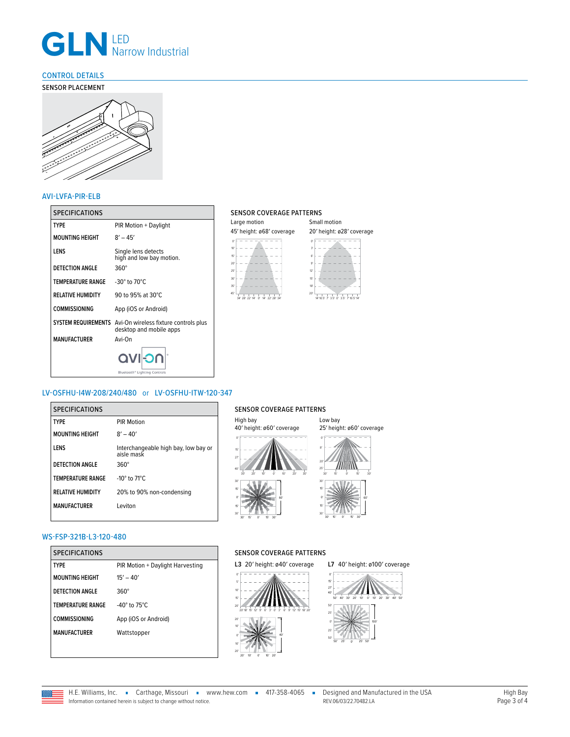# GLN LED Narrow Industrial

## CONTROL DETAILS

### SENSOR PLACEMENT

### AVI-LVFA-PIR-ELB

| SPECIFICATIONS | |
|---|---|
| TYPE | PIR Motion + Daylight |
| MOUNTING HEIGHT | 8′ – 45′ |
| LENS | Single lens detects high and low bay motion. |
| DETECTION ANGLE | 360° |
| TEMPERATURE RANGE | -30° to 70°C |
| RELATIVE HUMIDITY | 90 to 95% at 30°C |
| COMMISSIONING | App (iOS or Android) |
| SYSTEM REQUIREMENTS | Avi-On wireless fixture controls plus desktop and mobile apps |
| MANUFACTURER | Avi-On |

SENSOR COVERAGE PATTERNS

Large motion
45′ height: ø68′ coverage

Small motion
20′ height: ø28′ coverage

### LV-OSFHU-I4W-208/240/480 or LV-OSFHU-ITW-120-347

| SPECIFICATIONS | |
|---|---|
| TYPE | PIR Motion |
| MOUNTING HEIGHT | 8′ – 40′ |
| LENS | Interchangeable high bay, low bay or aisle mask |
| DETECTION ANGLE | 360° |
| TEMPERATURE RANGE | -10° to 71°C |
| RELATIVE HUMIDITY | 20% to 90% non-condensing |
| MANUFACTURER | Leviton |

SENSOR COVERAGE PATTERNS

High bay
40′ height: ø60′ coverage

Low bay
25′ height: ø60′ coverage

### WS-FSP-321B-L3-120-480

| SPECIFICATIONS | |
|---|---|
| TYPE | PIR Motion + Daylight Harvesting |
| MOUNTING HEIGHT | 15′ – 40′ |
| DETECTION ANGLE | 360° |
| TEMPERATURE RANGE | -40° to 75°C |
| COMMISSIONING | App (iOS or Android) |
| MANUFACTURER | Wattstopper |

SENSOR COVERAGE PATTERNS

L3 20′ height: ø40′ coverage

L7 40′ height: ø100′ coverage

H.E. Williams, Inc. ▪ Carthage, Missouri ▪ www.hew.com ▪ 417-358-4065 ▪ Designed and Manufactured in the USA
Information contained herein is subject to change without notice. REV.06/03/22.70482.LA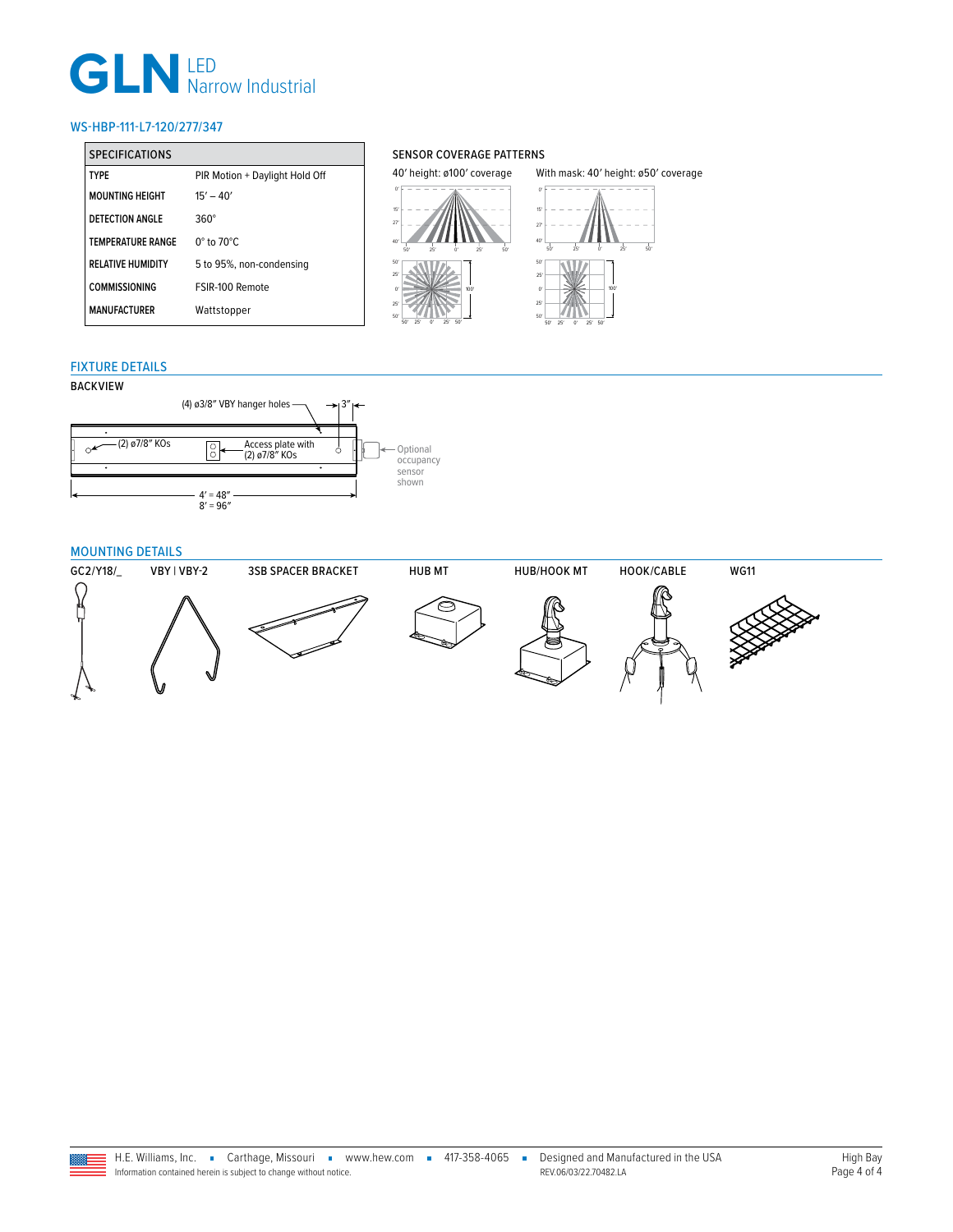# GLN LED Narrow Industrial

## WS-HBP-111-L7-120/277/347

| SPECIFICATIONS | |
|---|---|
| **TYPE** | PIR Motion + Daylight Hold Off |
| **MOUNTING HEIGHT** | 15′ – 40′ |
| **DETECTION ANGLE** | 360° |
| **TEMPERATURE RANGE** | 0° to 70°C |
| **RELATIVE HUMIDITY** | 5 to 95%, non-condensing |
| **COMMISSIONING** | FSIR-100 Remote |
| **MANUFACTURER** | Wattstopper |

### SENSOR COVERAGE PATTERNS

40′ height: ø100′ coverage

With mask: 40′ height: ø50′ coverage

## FIXTURE DETAILS

### BACKVIEW

(4) ø3/8″ VBY hanger holes

3″

(2) ø7/8″ KOs

Access plate with (2) ø7/8″ KOs

Optional occupancy sensor shown

4′ = 48″
8′ = 96″

## MOUNTING DETAILS

GC2/Y18/_

VBY | VBY-2

3SB SPACER BRACKET

HUB MT

HUB/HOOK MT

HOOK/CABLE

WG11

H.E. Williams, Inc. ▪ Carthage, Missouri ▪ www.hew.com ▪ 417-358-4065 ▪ Designed and Manufactured in the USA

Information contained herein is subject to change without notice.

REV.06/03/22.70482.LA